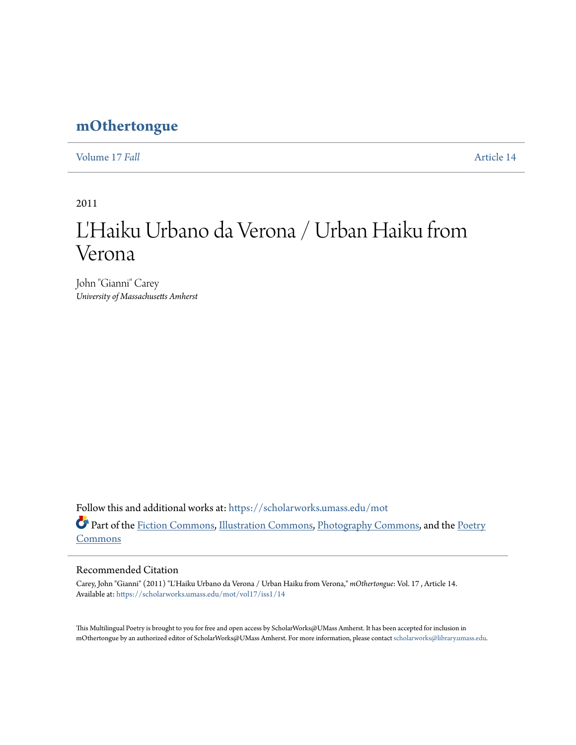# mOthertongue

Volume 17 *Fall* | Article 14

2011

# L'Haiku Urbano da Verona / Urban Haiku from Verona

John "Gianni" Carey
*University of Massachusetts Amherst*

Follow this and additional works at: https://scholarworks.umass.edu/mot

Part of the Fiction Commons, Illustration Commons, Photography Commons, and the Poetry Commons

## Recommended Citation

Carey, John "Gianni" (2011) "L'Haiku Urbano da Verona / Urban Haiku from Verona," *mOthertongue*: Vol. 17 , Article 14.
Available at: https://scholarworks.umass.edu/mot/vol17/iss1/14

This Multilingual Poetry is brought to you for free and open access by ScholarWorks@UMass Amherst. It has been accepted for inclusion in mOthertongue by an authorized editor of ScholarWorks@UMass Amherst. For more information, please contact scholarworks@library.umass.edu.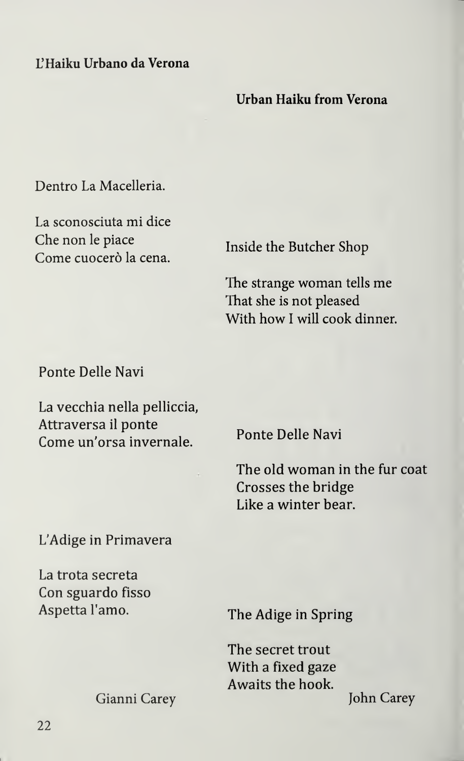**L'Haiku Urbano da Verona**

**Urban Haiku from Verona**

Dentro La Macelleria.

La sconosciuta mi dice
Che non le piace
Come cuocerò la cena.

Inside the Butcher Shop

The strange woman tells me
That she is not pleased
With how I will cook dinner.

Ponte Delle Navi

La vecchia nella pelliccia,
Attraversa il ponte
Come un'orsa invernale.

Ponte Delle Navi

The old woman in the fur coat
Crosses the bridge
Like a winter bear.

L'Adige in Primavera

La trota secreta
Con sguardo fisso
Aspetta l'amo.

The Adige in Spring

The secret trout
With a fixed gaze
Awaits the hook.

Gianni Carey

John Carey